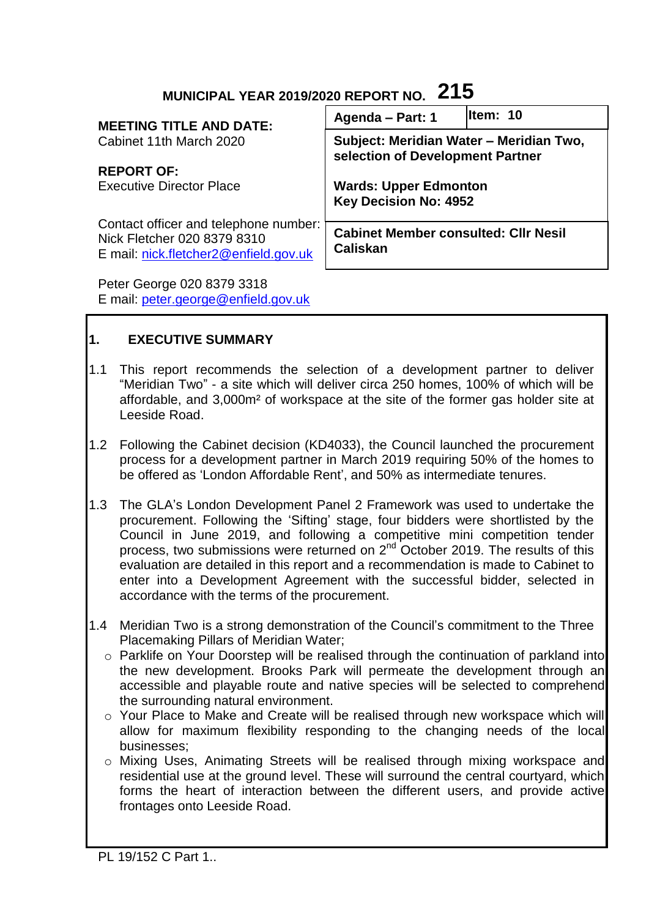**MUNICIPAL YEAR 2019/2020 REPORT NO. 215**

| | | |
|---|---|---|
| **MEETING TITLE AND DATE:**<br>Cabinet 11th March 2020<br><br>**REPORT OF:**<br>Executive Director Place<br><br>Contact officer and telephone number:<br>Nick Fletcher 020 8379 8310<br>E mail: nick.fletcher2@enfield.gov.uk<br><br>Peter George 020 8379 3318<br>E mail: peter.george@enfield.gov.uk | **Agenda – Part: 1** | **Item: 10** |
| | **Subject: Meridian Water – Meridian Two, selection of Development Partner**<br><br>**Wards: Upper Edmonton**<br>**Key Decision No: 4952** | |
| | **Cabinet Member consulted: Cllr Nesil Caliskan** | |

## 1. EXECUTIVE SUMMARY

1.1 This report recommends the selection of a development partner to deliver "Meridian Two" - a site which will deliver circa 250 homes, 100% of which will be affordable, and 3,000m² of workspace at the site of the former gas holder site at Leeside Road.

1.2 Following the Cabinet decision (KD4033), the Council launched the procurement process for a development partner in March 2019 requiring 50% of the homes to be offered as 'London Affordable Rent', and 50% as intermediate tenures.

1.3 The GLA's London Development Panel 2 Framework was used to undertake the procurement. Following the 'Sifting' stage, four bidders were shortlisted by the Council in June 2019, and following a competitive mini competition tender process, two submissions were returned on 2nd October 2019. The results of this evaluation are detailed in this report and a recommendation is made to Cabinet to enter into a Development Agreement with the successful bidder, selected in accordance with the terms of the procurement.

1.4 Meridian Two is a strong demonstration of the Council's commitment to the Three Placemaking Pillars of Meridian Water;

- Parklife on Your Doorstep will be realised through the continuation of parkland into the new development. Brooks Park will permeate the development through an accessible and playable route and native species will be selected to comprehend the surrounding natural environment.
- Your Place to Make and Create will be realised through new workspace which will allow for maximum flexibility responding to the changing needs of the local businesses;
- Mixing Uses, Animating Streets will be realised through mixing workspace and residential use at the ground level. These will surround the central courtyard, which forms the heart of interaction between the different users, and provide active frontages onto Leeside Road.

PL 19/152 C Part 1..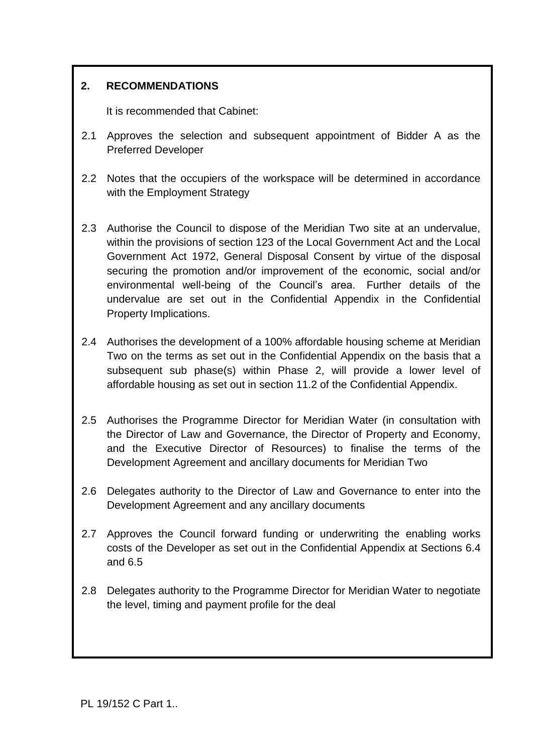## 2. RECOMMENDATIONS

It is recommended that Cabinet:

2.1 Approves the selection and subsequent appointment of Bidder A as the Preferred Developer

2.2 Notes that the occupiers of the workspace will be determined in accordance with the Employment Strategy

2.3 Authorise the Council to dispose of the Meridian Two site at an undervalue, within the provisions of section 123 of the Local Government Act and the Local Government Act 1972, General Disposal Consent by virtue of the disposal securing the promotion and/or improvement of the economic, social and/or environmental well-being of the Council's area. Further details of the undervalue are set out in the Confidential Appendix in the Confidential Property Implications.

2.4 Authorises the development of a 100% affordable housing scheme at Meridian Two on the terms as set out in the Confidential Appendix on the basis that a subsequent sub phase(s) within Phase 2, will provide a lower level of affordable housing as set out in section 11.2 of the Confidential Appendix.

2.5 Authorises the Programme Director for Meridian Water (in consultation with the Director of Law and Governance, the Director of Property and Economy, and the Executive Director of Resources) to finalise the terms of the Development Agreement and ancillary documents for Meridian Two

2.6 Delegates authority to the Director of Law and Governance to enter into the Development Agreement and any ancillary documents

2.7 Approves the Council forward funding or underwriting the enabling works costs of the Developer as set out in the Confidential Appendix at Sections 6.4 and 6.5

2.8 Delegates authority to the Programme Director for Meridian Water to negotiate the level, timing and payment profile for the deal

PL 19/152 C Part 1..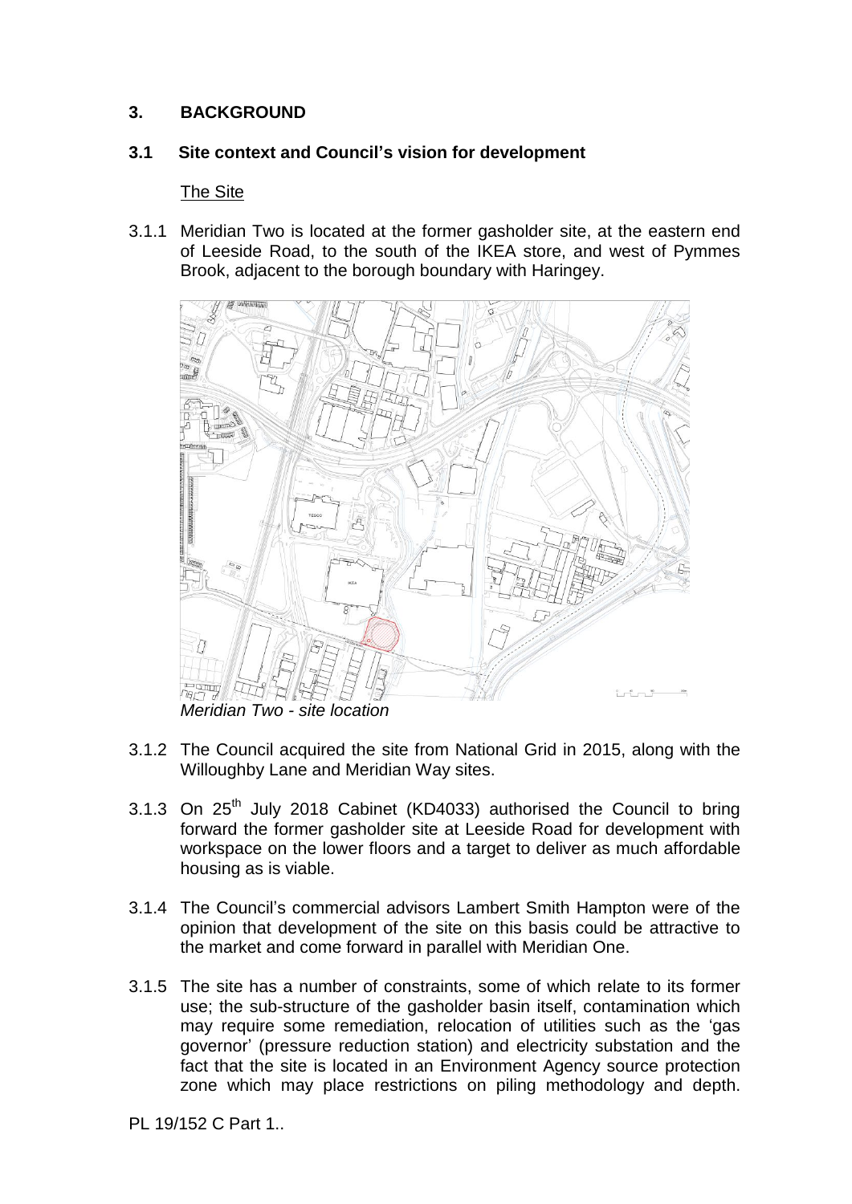## 3. BACKGROUND

### 3.1 Site context and Council's vision for development

The Site

3.1.1 Meridian Two is located at the former gasholder site, at the eastern end of Leeside Road, to the south of the IKEA store, and west of Pymmes Brook, adjacent to the borough boundary with Haringey.

*Meridian Two - site location*

3.1.2 The Council acquired the site from National Grid in 2015, along with the Willoughby Lane and Meridian Way sites.

3.1.3 On 25th July 2018 Cabinet (KD4033) authorised the Council to bring forward the former gasholder site at Leeside Road for development with workspace on the lower floors and a target to deliver as much affordable housing as is viable.

3.1.4 The Council's commercial advisors Lambert Smith Hampton were of the opinion that development of the site on this basis could be attractive to the market and come forward in parallel with Meridian One.

3.1.5 The site has a number of constraints, some of which relate to its former use; the sub-structure of the gasholder basin itself, contamination which may require some remediation, relocation of utilities such as the 'gas governor' (pressure reduction station) and electricity substation and the fact that the site is located in an Environment Agency source protection zone which may place restrictions on piling methodology and depth.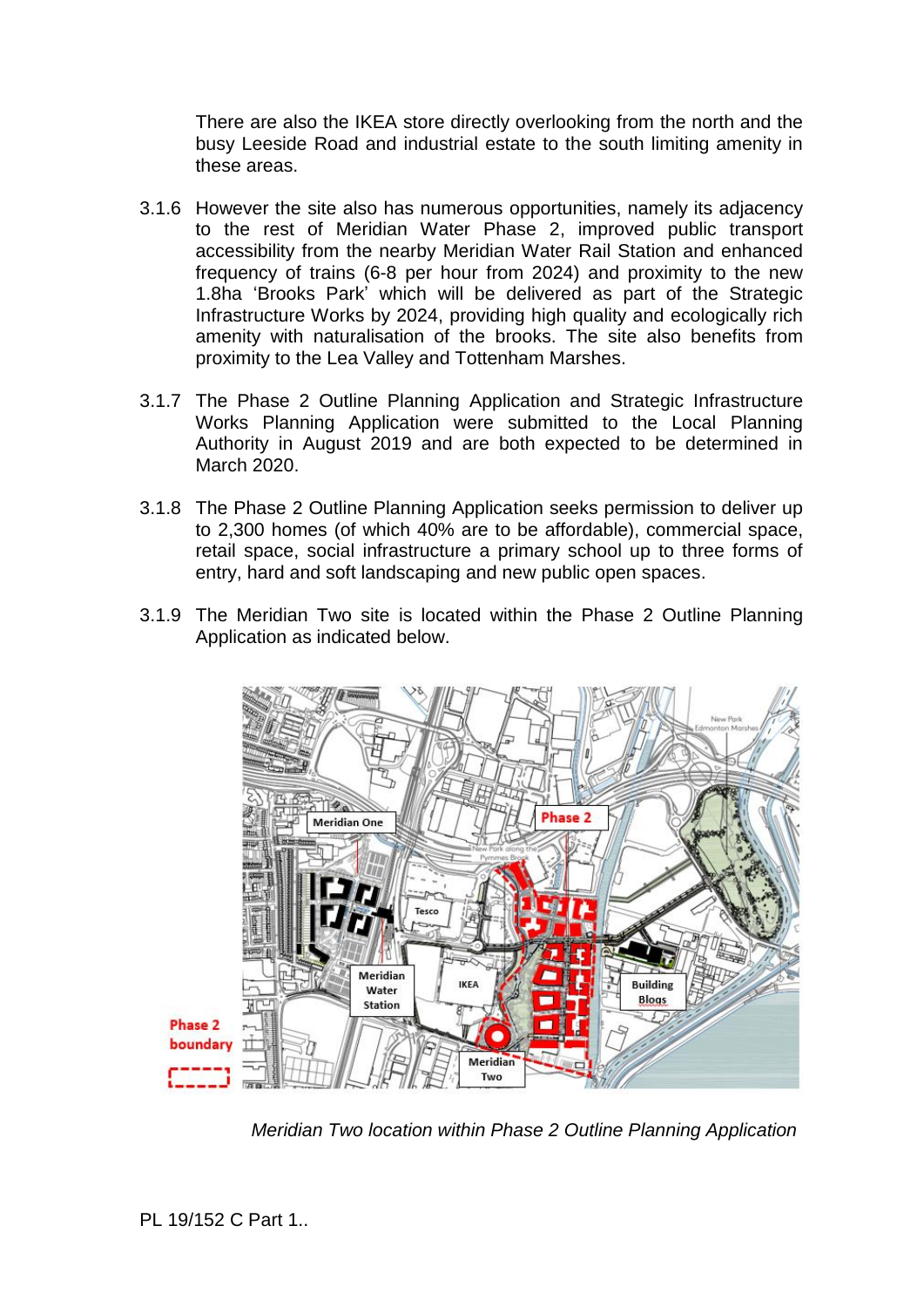There are also the IKEA store directly overlooking from the north and the busy Leeside Road and industrial estate to the south limiting amenity in these areas.

3.1.6 However the site also has numerous opportunities, namely its adjacency to the rest of Meridian Water Phase 2, improved public transport accessibility from the nearby Meridian Water Rail Station and enhanced frequency of trains (6-8 per hour from 2024) and proximity to the new 1.8ha 'Brooks Park' which will be delivered as part of the Strategic Infrastructure Works by 2024, providing high quality and ecologically rich amenity with naturalisation of the brooks. The site also benefits from proximity to the Lea Valley and Tottenham Marshes.

3.1.7 The Phase 2 Outline Planning Application and Strategic Infrastructure Works Planning Application were submitted to the Local Planning Authority in August 2019 and are both expected to be determined in March 2020.

3.1.8 The Phase 2 Outline Planning Application seeks permission to deliver up to 2,300 homes (of which 40% are to be affordable), commercial space, retail space, social infrastructure a primary school up to three forms of entry, hard and soft landscaping and new public open spaces.

3.1.9 The Meridian Two site is located within the Phase 2 Outline Planning Application as indicated below.

*Meridian Two location within Phase 2 Outline Planning Application*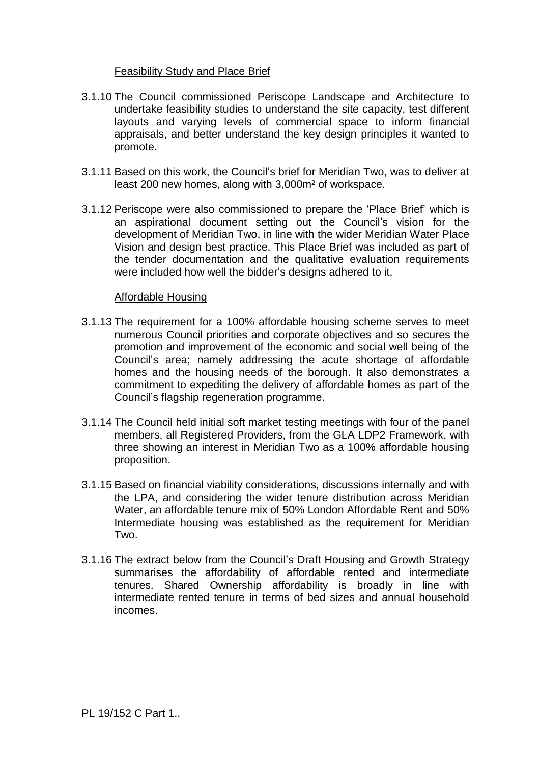Feasibility Study and Place Brief

3.1.10 The Council commissioned Periscope Landscape and Architecture to undertake feasibility studies to understand the site capacity, test different layouts and varying levels of commercial space to inform financial appraisals, and better understand the key design principles it wanted to promote.

3.1.11 Based on this work, the Council's brief for Meridian Two, was to deliver at least 200 new homes, along with 3,000m² of workspace.

3.1.12 Periscope were also commissioned to prepare the 'Place Brief' which is an aspirational document setting out the Council's vision for the development of Meridian Two, in line with the wider Meridian Water Place Vision and design best practice. This Place Brief was included as part of the tender documentation and the qualitative evaluation requirements were included how well the bidder's designs adhered to it.

Affordable Housing

3.1.13 The requirement for a 100% affordable housing scheme serves to meet numerous Council priorities and corporate objectives and so secures the promotion and improvement of the economic and social well being of the Council's area; namely addressing the acute shortage of affordable homes and the housing needs of the borough. It also demonstrates a commitment to expediting the delivery of affordable homes as part of the Council's flagship regeneration programme.

3.1.14 The Council held initial soft market testing meetings with four of the panel members, all Registered Providers, from the GLA LDP2 Framework, with three showing an interest in Meridian Two as a 100% affordable housing proposition.

3.1.15 Based on financial viability considerations, discussions internally and with the LPA, and considering the wider tenure distribution across Meridian Water, an affordable tenure mix of 50% London Affordable Rent and 50% Intermediate housing was established as the requirement for Meridian Two.

3.1.16 The extract below from the Council's Draft Housing and Growth Strategy summarises the affordability of affordable rented and intermediate tenures. Shared Ownership affordability is broadly in line with intermediate rented tenure in terms of bed sizes and annual household incomes.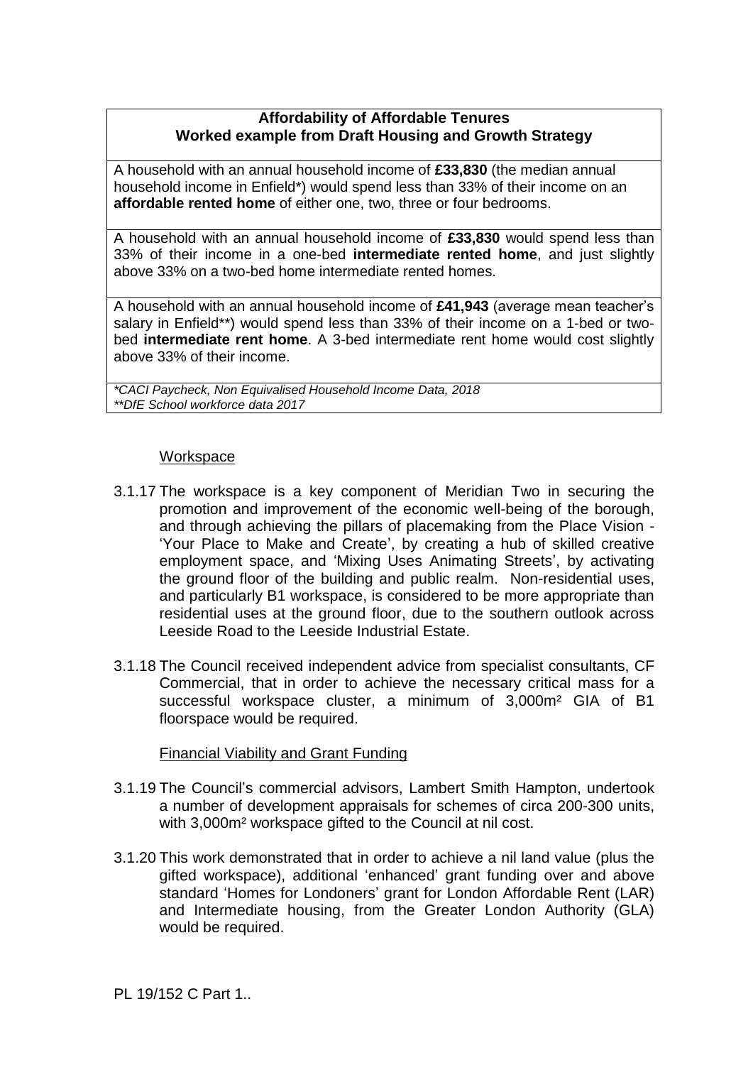| **Affordability of Affordable Tenures**<br>**Worked example from Draft Housing and Growth Strategy** |
|---|
| A household with an annual household income of **£33,830** (the median annual household income in Enfield*) would spend less than 33% of their income on an **affordable rented home** of either one, two, three or four bedrooms. |
| A household with an annual household income of **£33,830** would spend less than 33% of their income in a one-bed **intermediate rented home**, and just slightly above 33% on a two-bed home intermediate rented homes. |
| A household with an annual household income of **£41,943** (average mean teacher's salary in Enfield**) would spend less than 33% of their income on a 1-bed or two-bed **intermediate rent home**. A 3-bed intermediate rent home would cost slightly above 33% of their income. |
| *\*CACI Paycheck, Non Equivalised Household Income Data, 2018*<br>*\*\*DfE School workforce data 2017* |

Workspace

3.1.17 The workspace is a key component of Meridian Two in securing the promotion and improvement of the economic well-being of the borough, and through achieving the pillars of placemaking from the Place Vision - 'Your Place to Make and Create', by creating a hub of skilled creative employment space, and 'Mixing Uses Animating Streets', by activating the ground floor of the building and public realm. Non-residential uses, and particularly B1 workspace, is considered to be more appropriate than residential uses at the ground floor, due to the southern outlook across Leeside Road to the Leeside Industrial Estate.

3.1.18 The Council received independent advice from specialist consultants, CF Commercial, that in order to achieve the necessary critical mass for a successful workspace cluster, a minimum of 3,000m² GIA of B1 floorspace would be required.

Financial Viability and Grant Funding

3.1.19 The Council's commercial advisors, Lambert Smith Hampton, undertook a number of development appraisals for schemes of circa 200-300 units, with 3,000m² workspace gifted to the Council at nil cost.

3.1.20 This work demonstrated that in order to achieve a nil land value (plus the gifted workspace), additional 'enhanced' grant funding over and above standard 'Homes for Londoners' grant for London Affordable Rent (LAR) and Intermediate housing, from the Greater London Authority (GLA) would be required.

PL 19/152 C Part 1..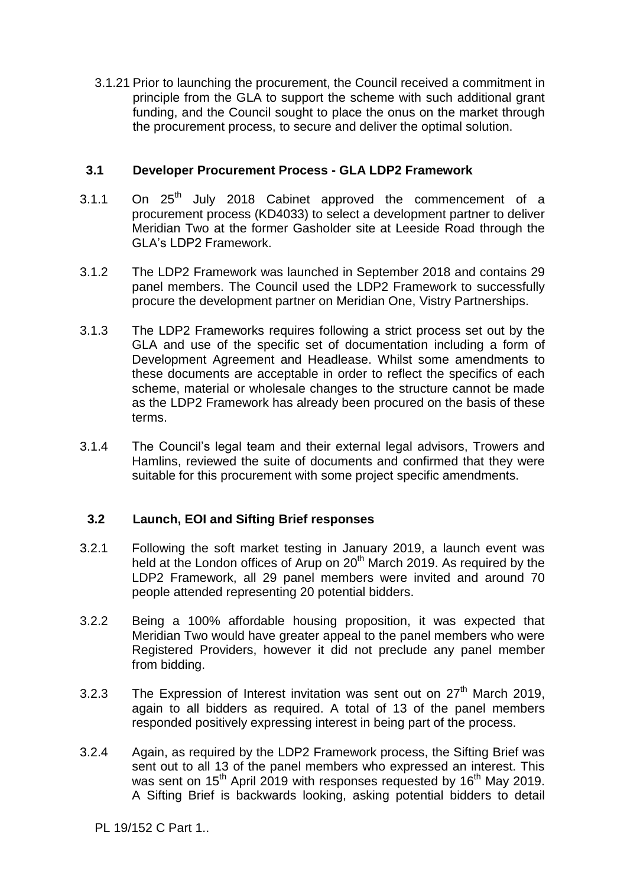3.1.21 Prior to launching the procurement, the Council received a commitment in principle from the GLA to support the scheme with such additional grant funding, and the Council sought to place the onus on the market through the procurement process, to secure and deliver the optimal solution.

### 3.1 Developer Procurement Process - GLA LDP2 Framework

3.1.1 On 25th July 2018 Cabinet approved the commencement of a procurement process (KD4033) to select a development partner to deliver Meridian Two at the former Gasholder site at Leeside Road through the GLA's LDP2 Framework.

3.1.2 The LDP2 Framework was launched in September 2018 and contains 29 panel members. The Council used the LDP2 Framework to successfully procure the development partner on Meridian One, Vistry Partnerships.

3.1.3 The LDP2 Frameworks requires following a strict process set out by the GLA and use of the specific set of documentation including a form of Development Agreement and Headlease. Whilst some amendments to these documents are acceptable in order to reflect the specifics of each scheme, material or wholesale changes to the structure cannot be made as the LDP2 Framework has already been procured on the basis of these terms.

3.1.4 The Council's legal team and their external legal advisors, Trowers and Hamlins, reviewed the suite of documents and confirmed that they were suitable for this procurement with some project specific amendments.

### 3.2 Launch, EOI and Sifting Brief responses

3.2.1 Following the soft market testing in January 2019, a launch event was held at the London offices of Arup on 20th March 2019. As required by the LDP2 Framework, all 29 panel members were invited and around 70 people attended representing 20 potential bidders.

3.2.2 Being a 100% affordable housing proposition, it was expected that Meridian Two would have greater appeal to the panel members who were Registered Providers, however it did not preclude any panel member from bidding.

3.2.3 The Expression of Interest invitation was sent out on 27th March 2019, again to all bidders as required. A total of 13 of the panel members responded positively expressing interest in being part of the process.

3.2.4 Again, as required by the LDP2 Framework process, the Sifting Brief was sent out to all 13 of the panel members who expressed an interest. This was sent on 15th April 2019 with responses requested by 16th May 2019. A Sifting Brief is backwards looking, asking potential bidders to detail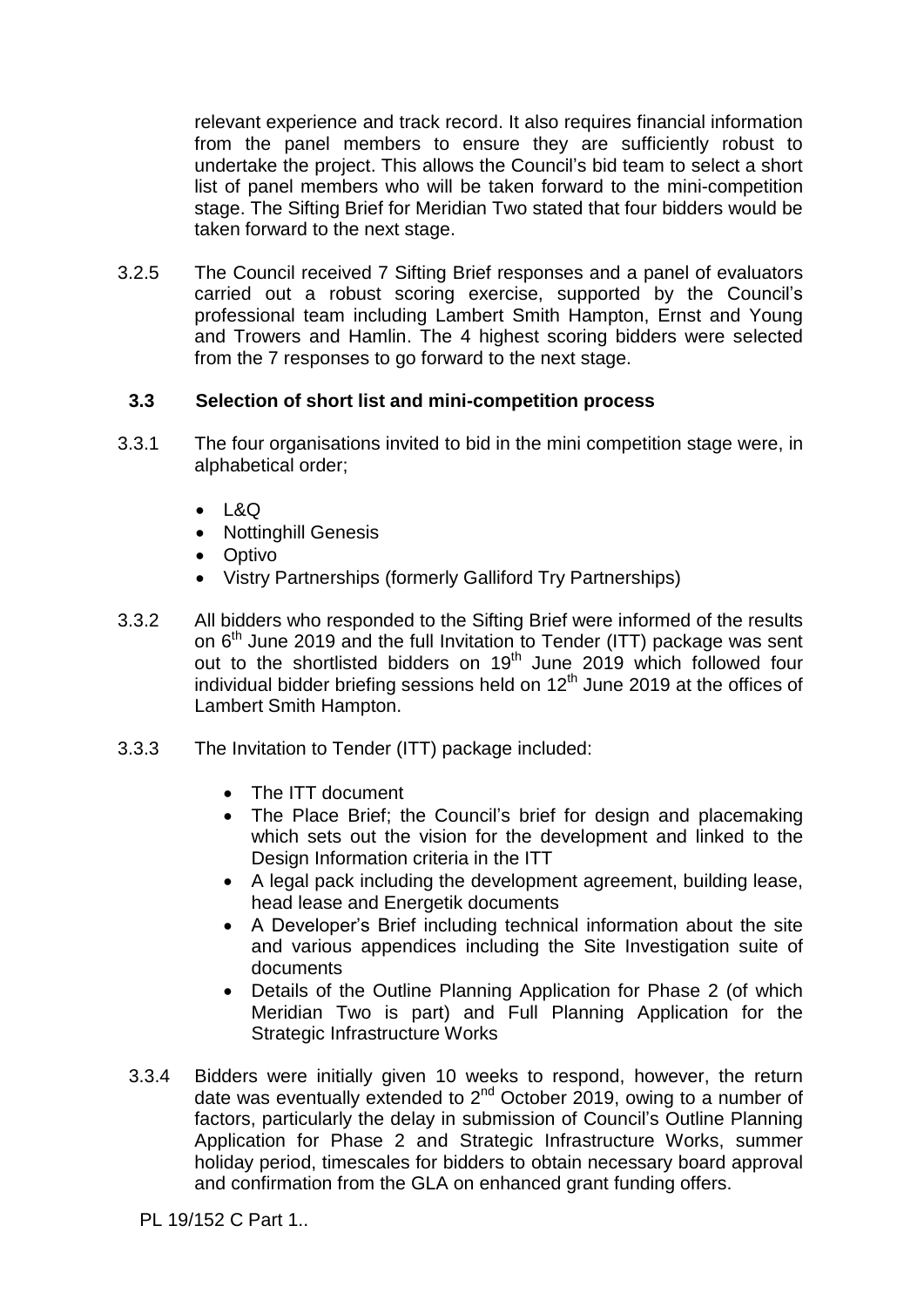relevant experience and track record. It also requires financial information from the panel members to ensure they are sufficiently robust to undertake the project. This allows the Council's bid team to select a short list of panel members who will be taken forward to the mini-competition stage. The Sifting Brief for Meridian Two stated that four bidders would be taken forward to the next stage.

3.2.5 The Council received 7 Sifting Brief responses and a panel of evaluators carried out a robust scoring exercise, supported by the Council's professional team including Lambert Smith Hampton, Ernst and Young and Trowers and Hamlin. The 4 highest scoring bidders were selected from the 7 responses to go forward to the next stage.

### 3.3 Selection of short list and mini-competition process

3.3.1 The four organisations invited to bid in the mini competition stage were, in alphabetical order;

- L&Q
- Nottinghill Genesis
- Optivo
- Vistry Partnerships (formerly Galliford Try Partnerships)

3.3.2 All bidders who responded to the Sifting Brief were informed of the results on 6th June 2019 and the full Invitation to Tender (ITT) package was sent out to the shortlisted bidders on 19th June 2019 which followed four individual bidder briefing sessions held on 12th June 2019 at the offices of Lambert Smith Hampton.

3.3.3 The Invitation to Tender (ITT) package included:

- The ITT document
- The Place Brief; the Council's brief for design and placemaking which sets out the vision for the development and linked to the Design Information criteria in the ITT
- A legal pack including the development agreement, building lease, head lease and Energetik documents
- A Developer's Brief including technical information about the site and various appendices including the Site Investigation suite of documents
- Details of the Outline Planning Application for Phase 2 (of which Meridian Two is part) and Full Planning Application for the Strategic Infrastructure Works

3.3.4 Bidders were initially given 10 weeks to respond, however, the return date was eventually extended to 2nd October 2019, owing to a number of factors, particularly the delay in submission of Council's Outline Planning Application for Phase 2 and Strategic Infrastructure Works, summer holiday period, timescales for bidders to obtain necessary board approval and confirmation from the GLA on enhanced grant funding offers.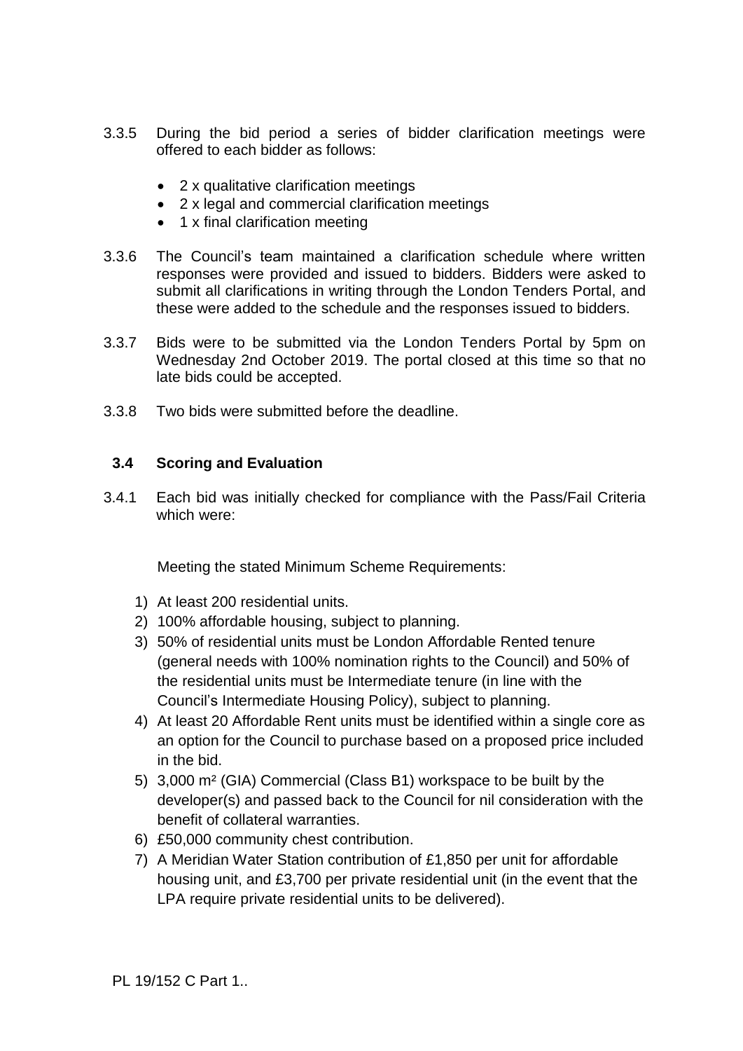3.3.5 During the bid period a series of bidder clarification meetings were offered to each bidder as follows:

- 2 x qualitative clarification meetings
- 2 x legal and commercial clarification meetings
- 1 x final clarification meeting

3.3.6 The Council's team maintained a clarification schedule where written responses were provided and issued to bidders. Bidders were asked to submit all clarifications in writing through the London Tenders Portal, and these were added to the schedule and the responses issued to bidders.

3.3.7 Bids were to be submitted via the London Tenders Portal by 5pm on Wednesday 2nd October 2019. The portal closed at this time so that no late bids could be accepted.

3.3.8 Two bids were submitted before the deadline.

### 3.4 Scoring and Evaluation

3.4.1 Each bid was initially checked for compliance with the Pass/Fail Criteria which were:

Meeting the stated Minimum Scheme Requirements:

1) At least 200 residential units.
2) 100% affordable housing, subject to planning.
3) 50% of residential units must be London Affordable Rented tenure (general needs with 100% nomination rights to the Council) and 50% of the residential units must be Intermediate tenure (in line with the Council's Intermediate Housing Policy), subject to planning.
4) At least 20 Affordable Rent units must be identified within a single core as an option for the Council to purchase based on a proposed price included in the bid.
5) 3,000 m² (GIA) Commercial (Class B1) workspace to be built by the developer(s) and passed back to the Council for nil consideration with the benefit of collateral warranties.
6) £50,000 community chest contribution.
7) A Meridian Water Station contribution of £1,850 per unit for affordable housing unit, and £3,700 per private residential unit (in the event that the LPA require private residential units to be delivered).

PL 19/152 C Part 1..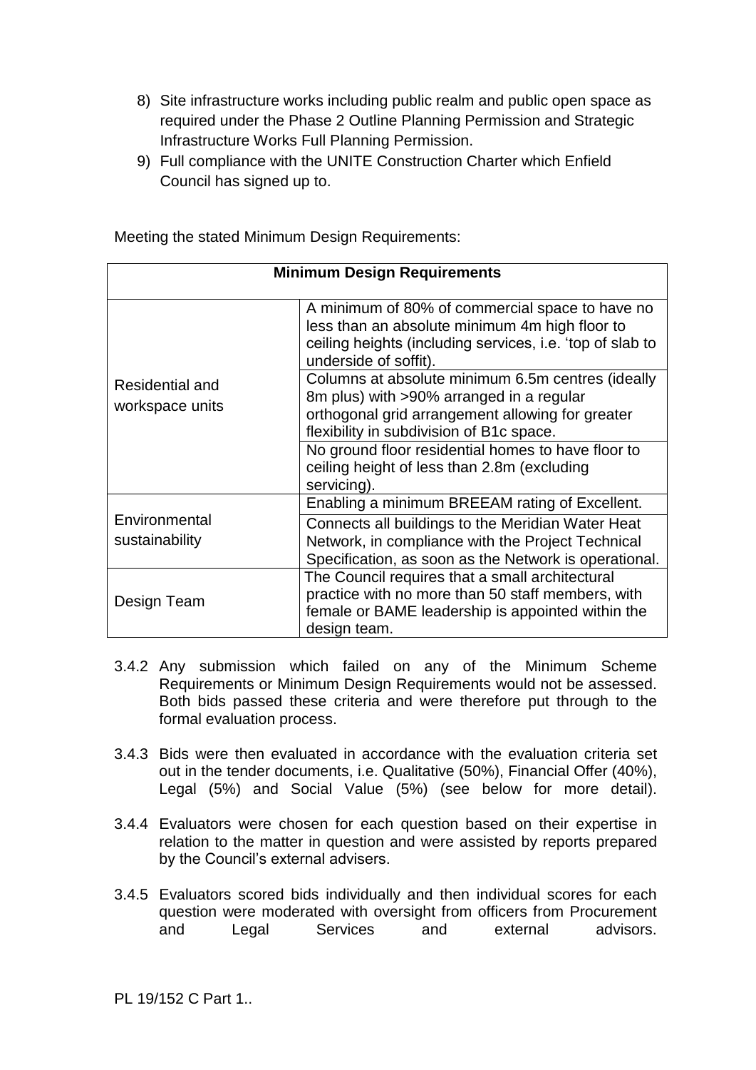8) Site infrastructure works including public realm and public open space as required under the Phase 2 Outline Planning Permission and Strategic Infrastructure Works Full Planning Permission.
9) Full compliance with the UNITE Construction Charter which Enfield Council has signed up to.

Meeting the stated Minimum Design Requirements:

| Minimum Design Requirements | |
|---|---|
| Residential and workspace units | A minimum of 80% of commercial space to have no less than an absolute minimum 4m high floor to ceiling heights (including services, i.e. 'top of slab to underside of soffit). |
| | Columns at absolute minimum 6.5m centres (ideally 8m plus) with >90% arranged in a regular orthogonal grid arrangement allowing for greater flexibility in subdivision of B1c space. |
| | No ground floor residential homes to have floor to ceiling height of less than 2.8m (excluding servicing). |
| Environmental sustainability | Enabling a minimum BREEAM rating of Excellent. |
| | Connects all buildings to the Meridian Water Heat Network, in compliance with the Project Technical Specification, as soon as the Network is operational. |
| Design Team | The Council requires that a small architectural practice with no more than 50 staff members, with female or BAME leadership is appointed within the design team. |

3.4.2 Any submission which failed on any of the Minimum Scheme Requirements or Minimum Design Requirements would not be assessed. Both bids passed these criteria and were therefore put through to the formal evaluation process.

3.4.3 Bids were then evaluated in accordance with the evaluation criteria set out in the tender documents, i.e. Qualitative (50%), Financial Offer (40%), Legal (5%) and Social Value (5%) (see below for more detail).

3.4.4 Evaluators were chosen for each question based on their expertise in relation to the matter in question and were assisted by reports prepared by the Council's external advisers.

3.4.5 Evaluators scored bids individually and then individual scores for each question were moderated with oversight from officers from Procurement and Legal Services and external advisors.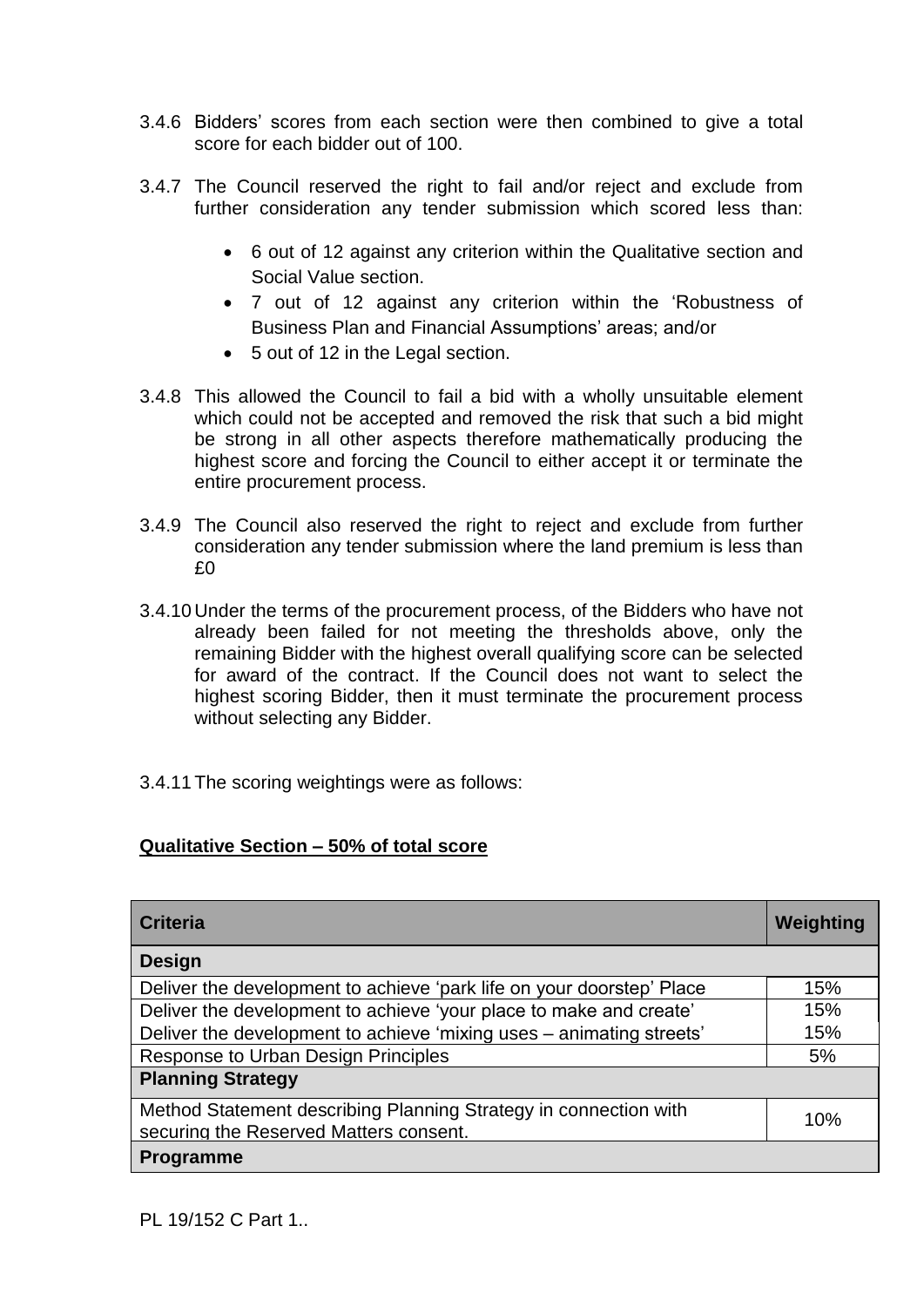3.4.6 Bidders' scores from each section were then combined to give a total score for each bidder out of 100.

3.4.7 The Council reserved the right to fail and/or reject and exclude from further consideration any tender submission which scored less than:

- 6 out of 12 against any criterion within the Qualitative section and Social Value section.
- 7 out of 12 against any criterion within the 'Robustness of Business Plan and Financial Assumptions' areas; and/or
- 5 out of 12 in the Legal section.

3.4.8 This allowed the Council to fail a bid with a wholly unsuitable element which could not be accepted and removed the risk that such a bid might be strong in all other aspects therefore mathematically producing the highest score and forcing the Council to either accept it or terminate the entire procurement process.

3.4.9 The Council also reserved the right to reject and exclude from further consideration any tender submission where the land premium is less than £0

3.4.10 Under the terms of the procurement process, of the Bidders who have not already been failed for not meeting the thresholds above, only the remaining Bidder with the highest overall qualifying score can be selected for award of the contract. If the Council does not want to select the highest scoring Bidder, then it must terminate the procurement process without selecting any Bidder.

3.4.11 The scoring weightings were as follows:

**Qualitative Section – 50% of total score**

| Criteria | Weighting |
|---|---|
| **Design** | |
| Deliver the development to achieve 'park life on your doorstep' Place | 15% |
| Deliver the development to achieve 'your place to make and create' | 15% |
| Deliver the development to achieve 'mixing uses – animating streets' | 15% |
| Response to Urban Design Principles | 5% |
| **Planning Strategy** | |
| Method Statement describing Planning Strategy in connection with securing the Reserved Matters consent. | 10% |
| **Programme** | |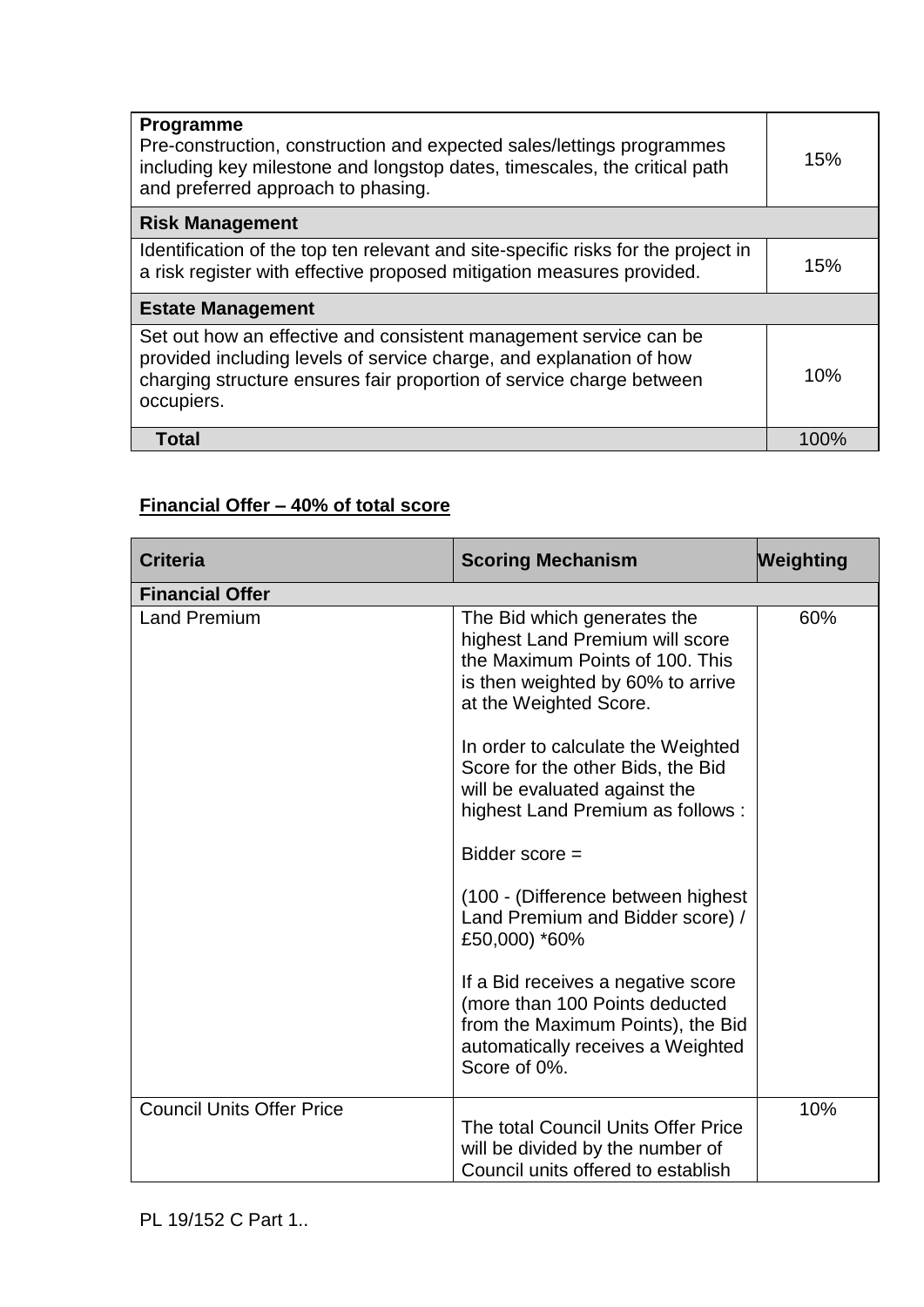| Programme<br>Pre-construction, construction and expected sales/lettings programmes including key milestone and longstop dates, timescales, the critical path and preferred approach to phasing. | 15% |
|---|---|
| **Risk Management** | |
| Identification of the top ten relevant and site-specific risks for the project in a risk register with effective proposed mitigation measures provided. | 15% |
| **Estate Management** | |
| Set out how an effective and consistent management service can be provided including levels of service charge, and explanation of how charging structure ensures fair proportion of service charge between occupiers. | 10% |
| **Total** | 100% |

**Financial Offer – 40% of total score**

| Criteria | Scoring Mechanism | Weighting |
|---|---|---|
| **Financial Offer** | | |
| Land Premium | The Bid which generates the highest Land Premium will score the Maximum Points of 100. This is then weighted by 60% to arrive at the Weighted Score.<br><br>In order to calculate the Weighted Score for the other Bids, the Bid will be evaluated against the highest Land Premium as follows :<br><br>Bidder score =<br><br>(100 - (Difference between highest Land Premium and Bidder score) / £50,000) *60%<br><br>If a Bid receives a negative score (more than 100 Points deducted from the Maximum Points), the Bid automatically receives a Weighted Score of 0%. | 60% |
| Council Units Offer Price | The total Council Units Offer Price will be divided by the number of Council units offered to establish | 10% |

PL 19/152 C Part 1..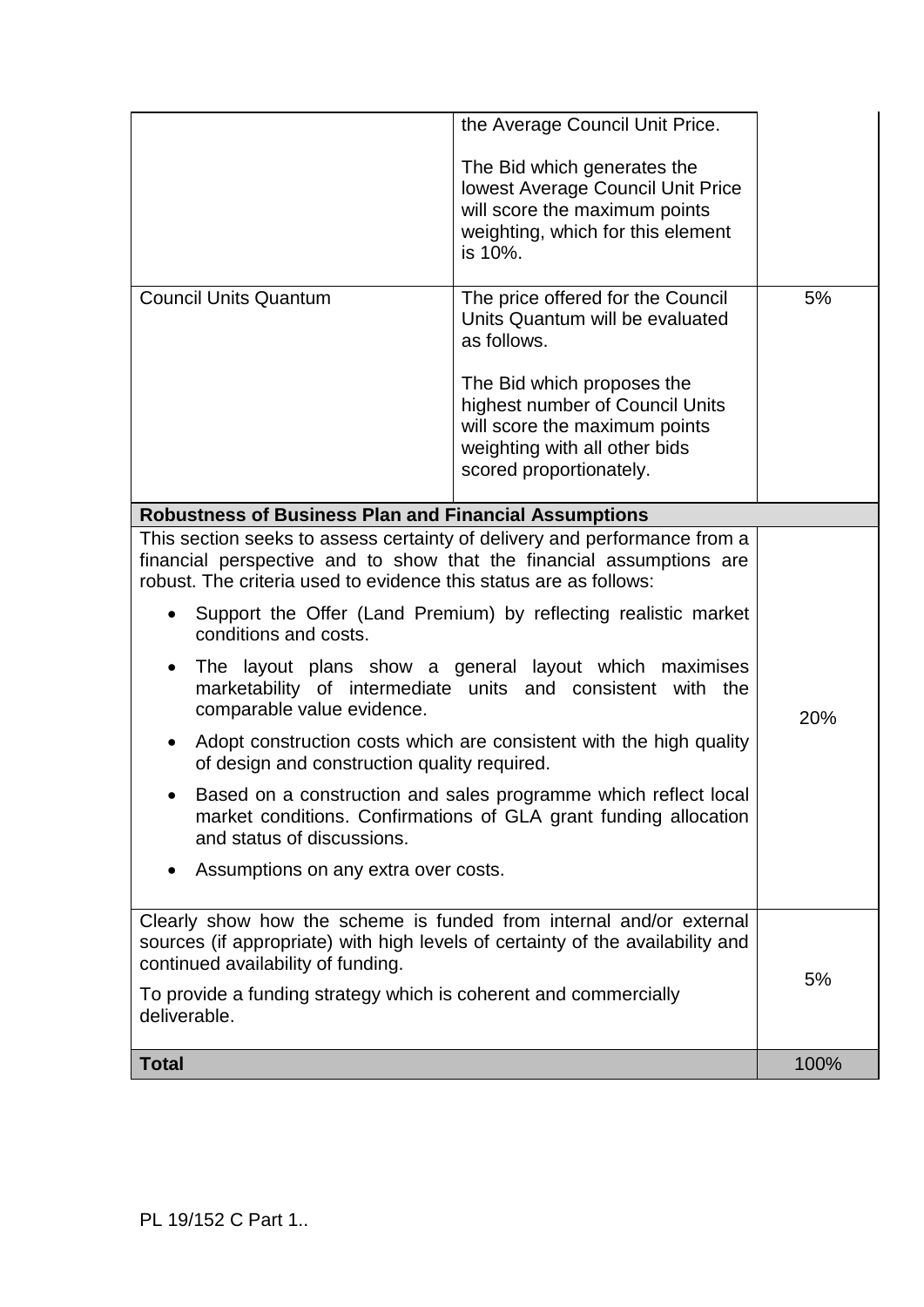| | | |
|---|---|---|
| | the Average Council Unit Price.<br><br>The Bid which generates the lowest Average Council Unit Price will score the maximum points weighting, which for this element is 10%. | |
| Council Units Quantum | The price offered for the Council Units Quantum will be evaluated as follows.<br><br>The Bid which proposes the highest number of Council Units will score the maximum points weighting with all other bids scored proportionately. | 5% |
| **Robustness of Business Plan and Financial Assumptions** | | |
| This section seeks to assess certainty of delivery and performance from a financial perspective and to show that the financial assumptions are robust. The criteria used to evidence this status are as follows:<br><br>• Support the Offer (Land Premium) by reflecting realistic market conditions and costs.<br>• The layout plans show a general layout which maximises marketability of intermediate units and consistent with the comparable value evidence.<br>• Adopt construction costs which are consistent with the high quality of design and construction quality required.<br>• Based on a construction and sales programme which reflect local market conditions. Confirmations of GLA grant funding allocation and status of discussions.<br>• Assumptions on any extra over costs. | | 20% |
| Clearly show how the scheme is funded from internal and/or external sources (if appropriate) with high levels of certainty of the availability and continued availability of funding.<br><br>To provide a funding strategy which is coherent and commercially deliverable. | | 5% |
| **Total** | | 100% |

PL 19/152 C Part 1..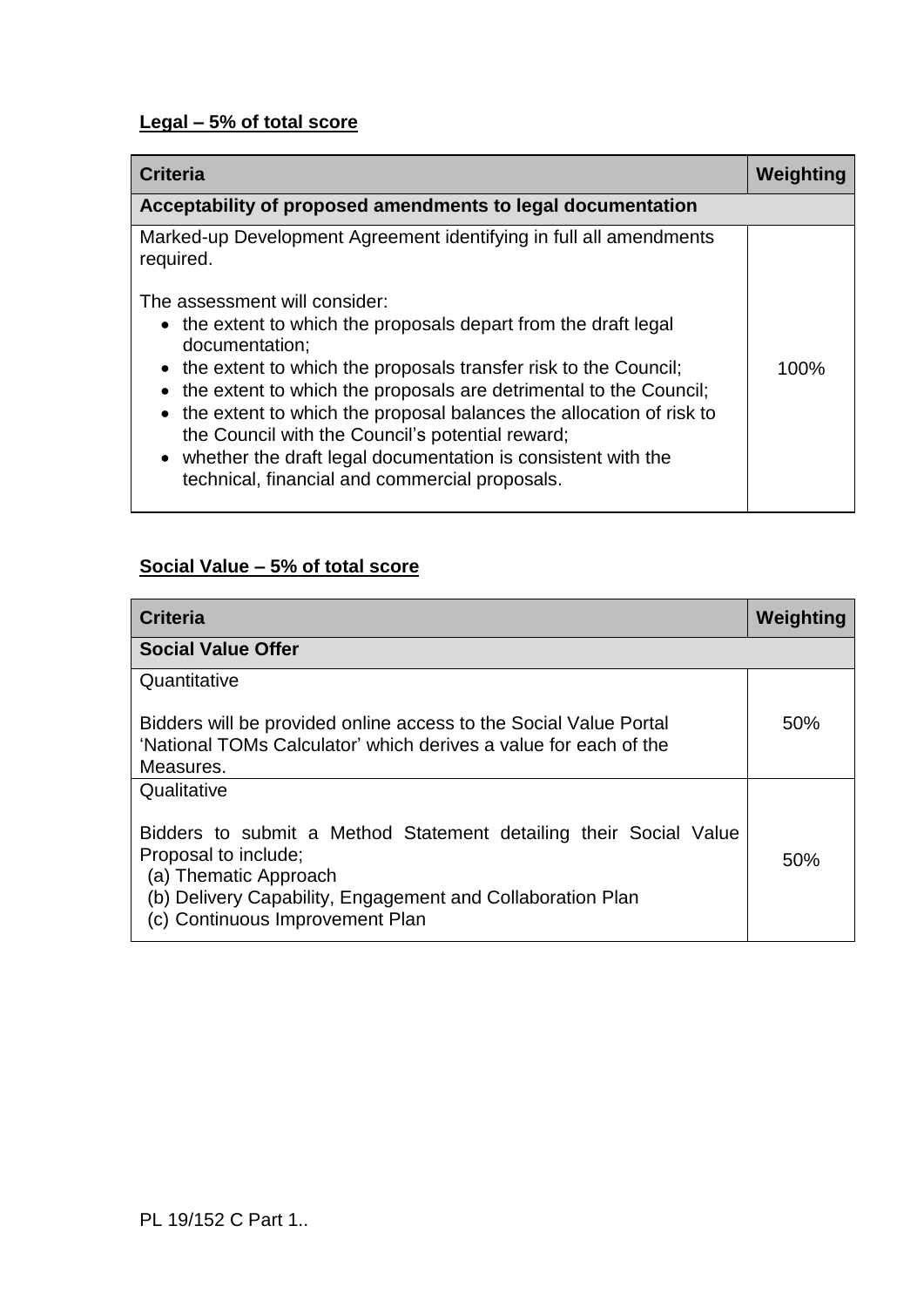**Legal – 5% of total score**

| Criteria | Weighting |
|---|---|
| **Acceptability of proposed amendments to legal documentation** | |
| Marked-up Development Agreement identifying in full all amendments required.<br><br>The assessment will consider:<br>• the extent to which the proposals depart from the draft legal documentation;<br>• the extent to which the proposals transfer risk to the Council;<br>• the extent to which the proposals are detrimental to the Council;<br>• the extent to which the proposal balances the allocation of risk to the Council with the Council's potential reward;<br>• whether the draft legal documentation is consistent with the technical, financial and commercial proposals. | 100% |

**Social Value – 5% of total score**

| Criteria | Weighting |
|---|---|
| **Social Value Offer** | |
| Quantitative<br><br>Bidders will be provided online access to the Social Value Portal 'National TOMs Calculator' which derives a value for each of the Measures. | 50% |
| Qualitative<br><br>Bidders to submit a Method Statement detailing their Social Value Proposal to include;<br>(a) Thematic Approach<br>(b) Delivery Capability, Engagement and Collaboration Plan<br>(c) Continuous Improvement Plan | 50% |

PL 19/152 C Part 1..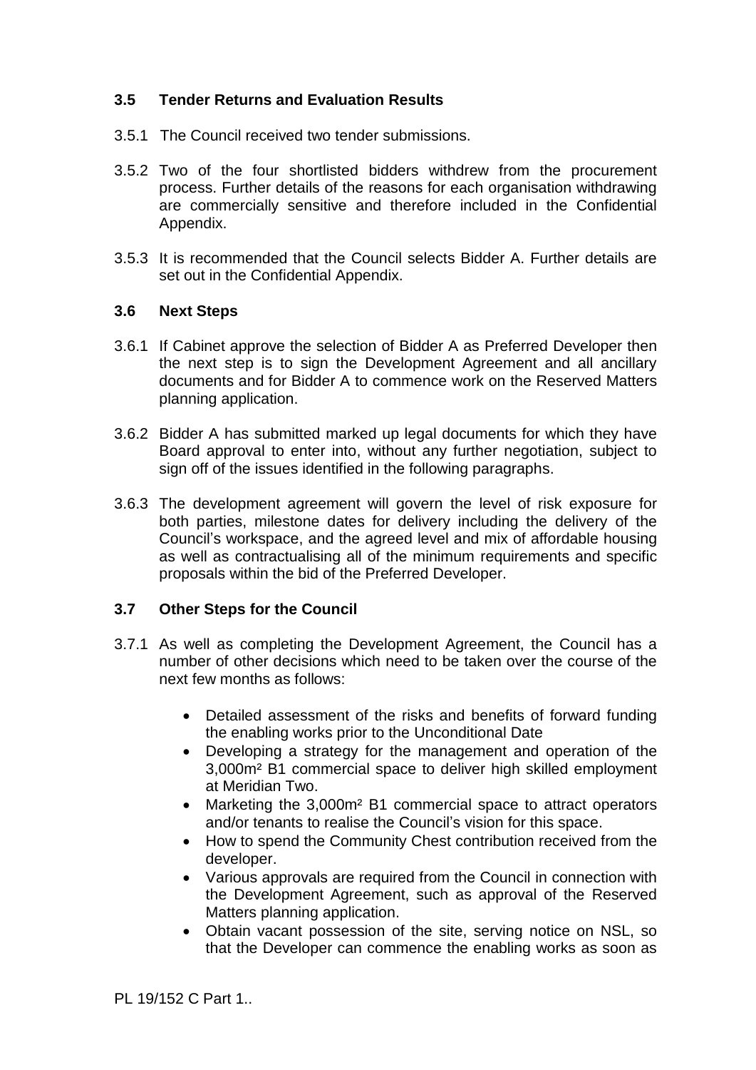### 3.5 Tender Returns and Evaluation Results

3.5.1 The Council received two tender submissions.

3.5.2 Two of the four shortlisted bidders withdrew from the procurement process. Further details of the reasons for each organisation withdrawing are commercially sensitive and therefore included in the Confidential Appendix.

3.5.3 It is recommended that the Council selects Bidder A. Further details are set out in the Confidential Appendix.

### 3.6 Next Steps

3.6.1 If Cabinet approve the selection of Bidder A as Preferred Developer then the next step is to sign the Development Agreement and all ancillary documents and for Bidder A to commence work on the Reserved Matters planning application.

3.6.2 Bidder A has submitted marked up legal documents for which they have Board approval to enter into, without any further negotiation, subject to sign off of the issues identified in the following paragraphs.

3.6.3 The development agreement will govern the level of risk exposure for both parties, milestone dates for delivery including the delivery of the Council's workspace, and the agreed level and mix of affordable housing as well as contractualising all of the minimum requirements and specific proposals within the bid of the Preferred Developer.

### 3.7 Other Steps for the Council

3.7.1 As well as completing the Development Agreement, the Council has a number of other decisions which need to be taken over the course of the next few months as follows:

- Detailed assessment of the risks and benefits of forward funding the enabling works prior to the Unconditional Date
- Developing a strategy for the management and operation of the 3,000m² B1 commercial space to deliver high skilled employment at Meridian Two.
- Marketing the 3,000m² B1 commercial space to attract operators and/or tenants to realise the Council's vision for this space.
- How to spend the Community Chest contribution received from the developer.
- Various approvals are required from the Council in connection with the Development Agreement, such as approval of the Reserved Matters planning application.
- Obtain vacant possession of the site, serving notice on NSL, so that the Developer can commence the enabling works as soon as

PL 19/152 C Part 1..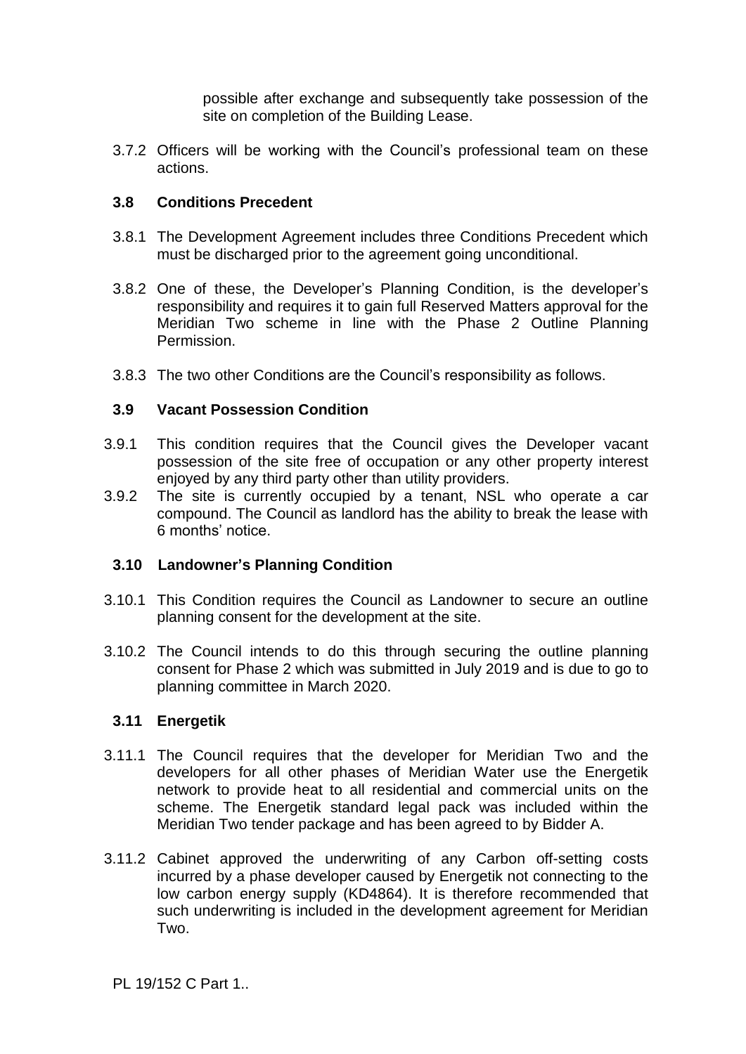possible after exchange and subsequently take possession of the site on completion of the Building Lease.

3.7.2 Officers will be working with the Council's professional team on these actions.

### 3.8 Conditions Precedent

3.8.1 The Development Agreement includes three Conditions Precedent which must be discharged prior to the agreement going unconditional.

3.8.2 One of these, the Developer's Planning Condition, is the developer's responsibility and requires it to gain full Reserved Matters approval for the Meridian Two scheme in line with the Phase 2 Outline Planning Permission.

3.8.3 The two other Conditions are the Council's responsibility as follows.

### 3.9 Vacant Possession Condition

3.9.1 This condition requires that the Council gives the Developer vacant possession of the site free of occupation or any other property interest enjoyed by any third party other than utility providers.

3.9.2 The site is currently occupied by a tenant, NSL who operate a car compound. The Council as landlord has the ability to break the lease with 6 months' notice.

### 3.10 Landowner's Planning Condition

3.10.1 This Condition requires the Council as Landowner to secure an outline planning consent for the development at the site.

3.10.2 The Council intends to do this through securing the outline planning consent for Phase 2 which was submitted in July 2019 and is due to go to planning committee in March 2020.

### 3.11 Energetik

3.11.1 The Council requires that the developer for Meridian Two and the developers for all other phases of Meridian Water use the Energetik network to provide heat to all residential and commercial units on the scheme. The Energetik standard legal pack was included within the Meridian Two tender package and has been agreed to by Bidder A.

3.11.2 Cabinet approved the underwriting of any Carbon off-setting costs incurred by a phase developer caused by Energetik not connecting to the low carbon energy supply (KD4864). It is therefore recommended that such underwriting is included in the development agreement for Meridian Two.

PL 19/152 C Part 1..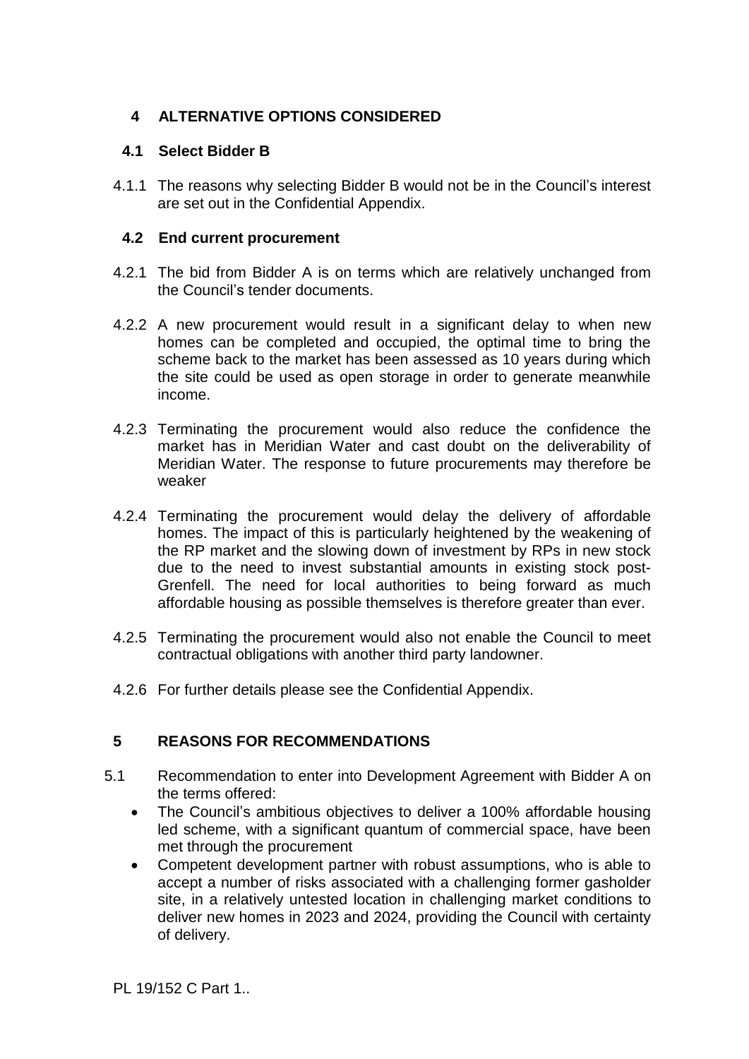## 4 ALTERNATIVE OPTIONS CONSIDERED

### 4.1 Select Bidder B

4.1.1 The reasons why selecting Bidder B would not be in the Council's interest are set out in the Confidential Appendix.

### 4.2 End current procurement

4.2.1 The bid from Bidder A is on terms which are relatively unchanged from the Council's tender documents.

4.2.2 A new procurement would result in a significant delay to when new homes can be completed and occupied, the optimal time to bring the scheme back to the market has been assessed as 10 years during which the site could be used as open storage in order to generate meanwhile income.

4.2.3 Terminating the procurement would also reduce the confidence the market has in Meridian Water and cast doubt on the deliverability of Meridian Water. The response to future procurements may therefore be weaker

4.2.4 Terminating the procurement would delay the delivery of affordable homes. The impact of this is particularly heightened by the weakening of the RP market and the slowing down of investment by RPs in new stock due to the need to invest substantial amounts in existing stock post-Grenfell. The need for local authorities to being forward as much affordable housing as possible themselves is therefore greater than ever.

4.2.5 Terminating the procurement would also not enable the Council to meet contractual obligations with another third party landowner.

4.2.6 For further details please see the Confidential Appendix.

## 5 REASONS FOR RECOMMENDATIONS

5.1 Recommendation to enter into Development Agreement with Bidder A on the terms offered:

- The Council's ambitious objectives to deliver a 100% affordable housing led scheme, with a significant quantum of commercial space, have been met through the procurement
- Competent development partner with robust assumptions, who is able to accept a number of risks associated with a challenging former gasholder site, in a relatively untested location in challenging market conditions to deliver new homes in 2023 and 2024, providing the Council with certainty of delivery.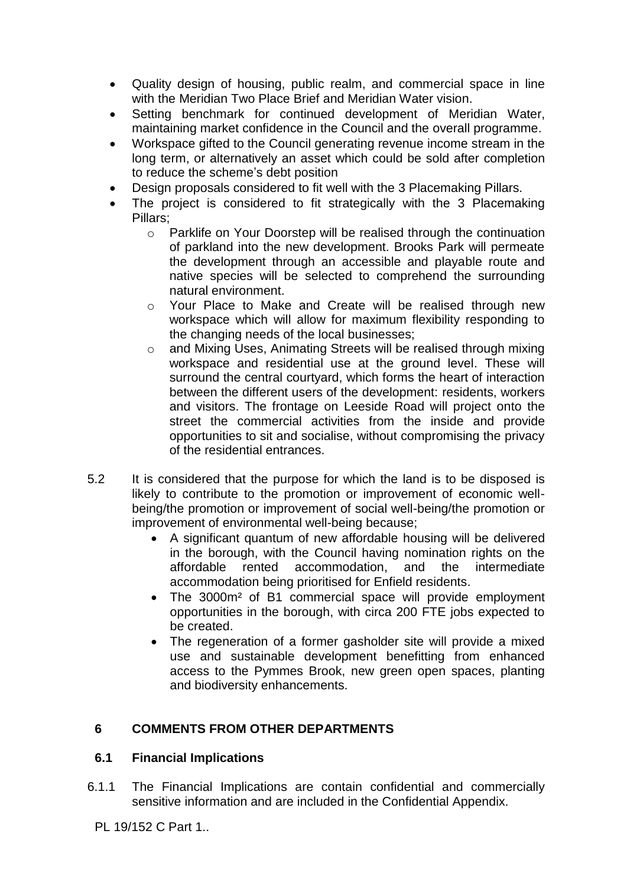- Quality design of housing, public realm, and commercial space in line with the Meridian Two Place Brief and Meridian Water vision.
- Setting benchmark for continued development of Meridian Water, maintaining market confidence in the Council and the overall programme.
- Workspace gifted to the Council generating revenue income stream in the long term, or alternatively an asset which could be sold after completion to reduce the scheme's debt position
- Design proposals considered to fit well with the 3 Placemaking Pillars.
- The project is considered to fit strategically with the 3 Placemaking Pillars;
  - Parklife on Your Doorstep will be realised through the continuation of parkland into the new development. Brooks Park will permeate the development through an accessible and playable route and native species will be selected to comprehend the surrounding natural environment.
  - Your Place to Make and Create will be realised through new workspace which will allow for maximum flexibility responding to the changing needs of the local businesses;
  - and Mixing Uses, Animating Streets will be realised through mixing workspace and residential use at the ground level. These will surround the central courtyard, which forms the heart of interaction between the different users of the development: residents, workers and visitors. The frontage on Leeside Road will project onto the street the commercial activities from the inside and provide opportunities to sit and socialise, without compromising the privacy of the residential entrances.

5.2 It is considered that the purpose for which the land is to be disposed is likely to contribute to the promotion or improvement of economic well-being/the promotion or improvement of social well-being/the promotion or improvement of environmental well-being because;

- A significant quantum of new affordable housing will be delivered in the borough, with the Council having nomination rights on the affordable rented accommodation, and the intermediate accommodation being prioritised for Enfield residents.
- The 3000m² of B1 commercial space will provide employment opportunities in the borough, with circa 200 FTE jobs expected to be created.
- The regeneration of a former gasholder site will provide a mixed use and sustainable development benefitting from enhanced access to the Pymmes Brook, new green open spaces, planting and biodiversity enhancements.

## 6 COMMENTS FROM OTHER DEPARTMENTS

### 6.1 Financial Implications

6.1.1 The Financial Implications are contain confidential and commercially sensitive information and are included in the Confidential Appendix.

PL 19/152 C Part 1..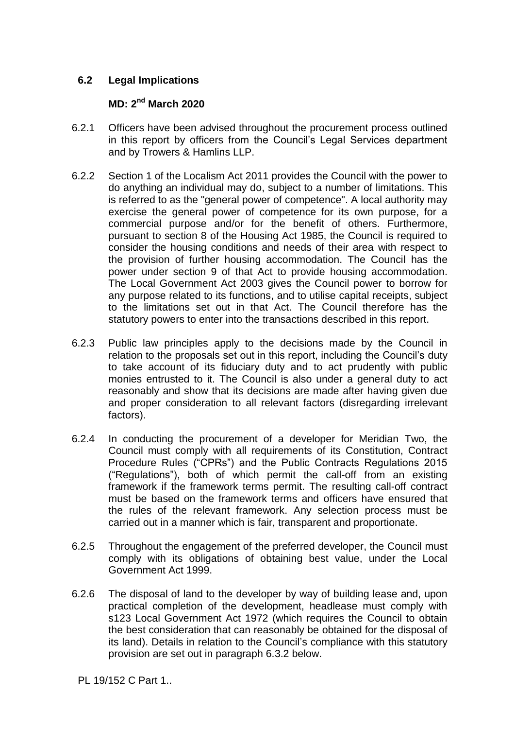## 6.2 Legal Implications

**MD: 2nd March 2020**

6.2.1 Officers have been advised throughout the procurement process outlined in this report by officers from the Council's Legal Services department and by Trowers & Hamlins LLP.

6.2.2 Section 1 of the Localism Act 2011 provides the Council with the power to do anything an individual may do, subject to a number of limitations. This is referred to as the "general power of competence". A local authority may exercise the general power of competence for its own purpose, for a commercial purpose and/or for the benefit of others. Furthermore, pursuant to section 8 of the Housing Act 1985, the Council is required to consider the housing conditions and needs of their area with respect to the provision of further housing accommodation. The Council has the power under section 9 of that Act to provide housing accommodation. The Local Government Act 2003 gives the Council power to borrow for any purpose related to its functions, and to utilise capital receipts, subject to the limitations set out in that Act. The Council therefore has the statutory powers to enter into the transactions described in this report.

6.2.3 Public law principles apply to the decisions made by the Council in relation to the proposals set out in this report, including the Council's duty to take account of its fiduciary duty and to act prudently with public monies entrusted to it. The Council is also under a general duty to act reasonably and show that its decisions are made after having given due and proper consideration to all relevant factors (disregarding irrelevant factors).

6.2.4 In conducting the procurement of a developer for Meridian Two, the Council must comply with all requirements of its Constitution, Contract Procedure Rules ("CPRs") and the Public Contracts Regulations 2015 ("Regulations"), both of which permit the call-off from an existing framework if the framework terms permit. The resulting call-off contract must be based on the framework terms and officers have ensured that the rules of the relevant framework. Any selection process must be carried out in a manner which is fair, transparent and proportionate.

6.2.5 Throughout the engagement of the preferred developer, the Council must comply with its obligations of obtaining best value, under the Local Government Act 1999.

6.2.6 The disposal of land to the developer by way of building lease and, upon practical completion of the development, headlease must comply with s123 Local Government Act 1972 (which requires the Council to obtain the best consideration that can reasonably be obtained for the disposal of its land). Details in relation to the Council's compliance with this statutory provision are set out in paragraph 6.3.2 below.

PL 19/152 C Part 1..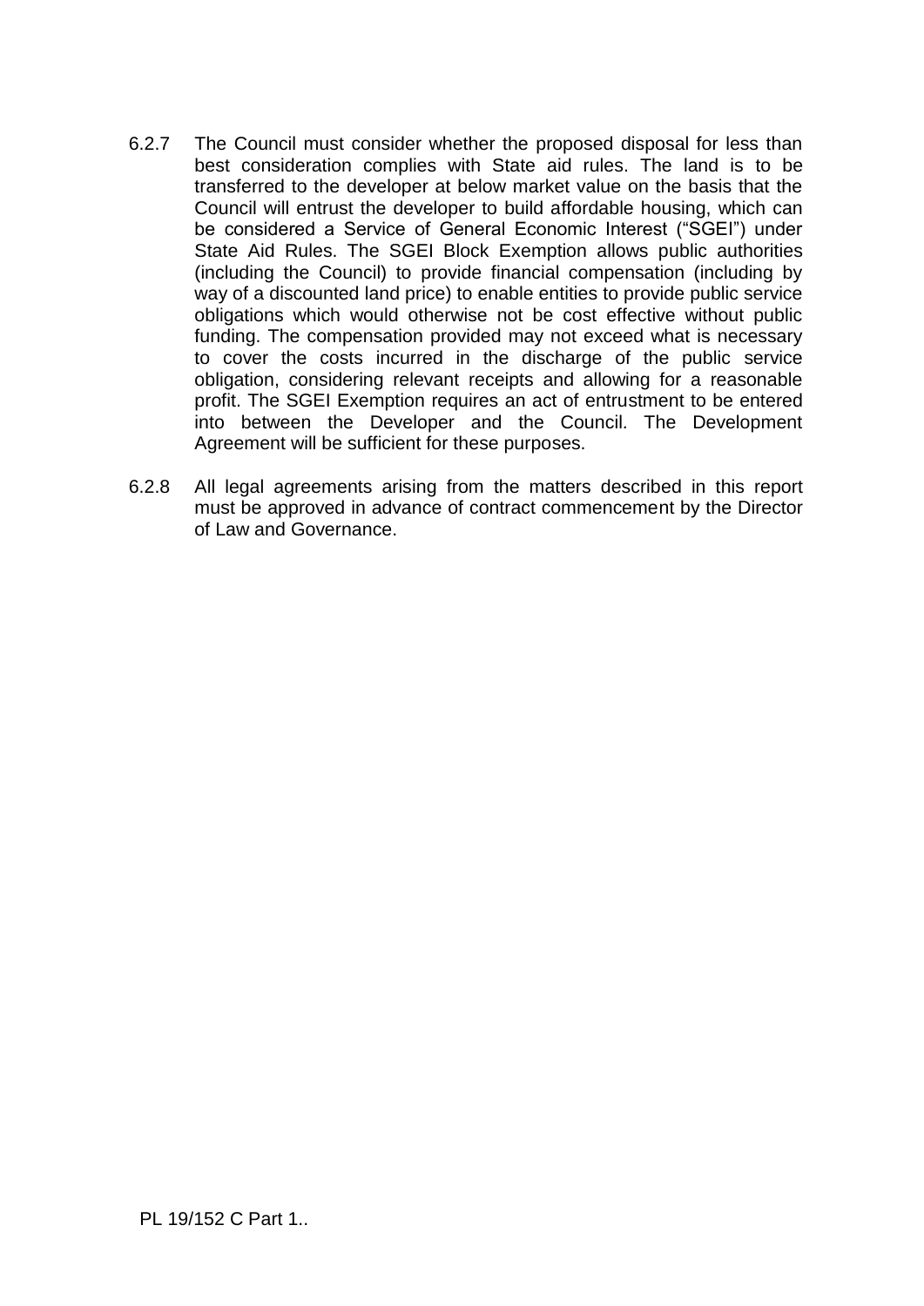6.2.7 The Council must consider whether the proposed disposal for less than best consideration complies with State aid rules. The land is to be transferred to the developer at below market value on the basis that the Council will entrust the developer to build affordable housing, which can be considered a Service of General Economic Interest ("SGEI") under State Aid Rules. The SGEI Block Exemption allows public authorities (including the Council) to provide financial compensation (including by way of a discounted land price) to enable entities to provide public service obligations which would otherwise not be cost effective without public funding. The compensation provided may not exceed what is necessary to cover the costs incurred in the discharge of the public service obligation, considering relevant receipts and allowing for a reasonable profit. The SGEI Exemption requires an act of entrustment to be entered into between the Developer and the Council. The Development Agreement will be sufficient for these purposes.

6.2.8 All legal agreements arising from the matters described in this report must be approved in advance of contract commencement by the Director of Law and Governance.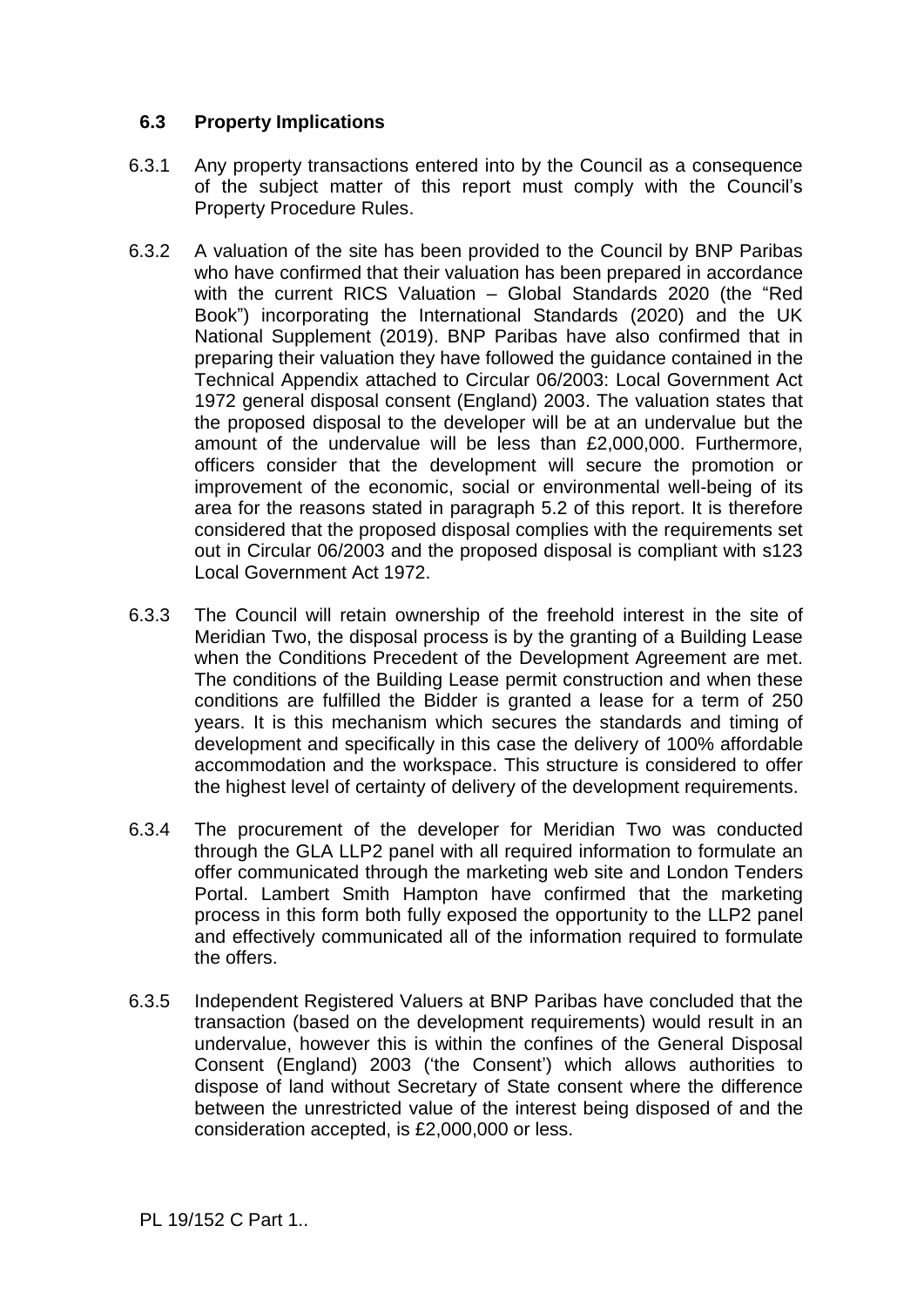### 6.3 Property Implications

6.3.1 Any property transactions entered into by the Council as a consequence of the subject matter of this report must comply with the Council's Property Procedure Rules.

6.3.2 A valuation of the site has been provided to the Council by BNP Paribas who have confirmed that their valuation has been prepared in accordance with the current RICS Valuation – Global Standards 2020 (the "Red Book") incorporating the International Standards (2020) and the UK National Supplement (2019). BNP Paribas have also confirmed that in preparing their valuation they have followed the guidance contained in the Technical Appendix attached to Circular 06/2003: Local Government Act 1972 general disposal consent (England) 2003. The valuation states that the proposed disposal to the developer will be at an undervalue but the amount of the undervalue will be less than £2,000,000. Furthermore, officers consider that the development will secure the promotion or improvement of the economic, social or environmental well-being of its area for the reasons stated in paragraph 5.2 of this report. It is therefore considered that the proposed disposal complies with the requirements set out in Circular 06/2003 and the proposed disposal is compliant with s123 Local Government Act 1972.

6.3.3 The Council will retain ownership of the freehold interest in the site of Meridian Two, the disposal process is by the granting of a Building Lease when the Conditions Precedent of the Development Agreement are met. The conditions of the Building Lease permit construction and when these conditions are fulfilled the Bidder is granted a lease for a term of 250 years. It is this mechanism which secures the standards and timing of development and specifically in this case the delivery of 100% affordable accommodation and the workspace. This structure is considered to offer the highest level of certainty of delivery of the development requirements.

6.3.4 The procurement of the developer for Meridian Two was conducted through the GLA LLP2 panel with all required information to formulate an offer communicated through the marketing web site and London Tenders Portal. Lambert Smith Hampton have confirmed that the marketing process in this form both fully exposed the opportunity to the LLP2 panel and effectively communicated all of the information required to formulate the offers.

6.3.5 Independent Registered Valuers at BNP Paribas have concluded that the transaction (based on the development requirements) would result in an undervalue, however this is within the confines of the General Disposal Consent (England) 2003 ('the Consent') which allows authorities to dispose of land without Secretary of State consent where the difference between the unrestricted value of the interest being disposed of and the consideration accepted, is £2,000,000 or less.

PL 19/152 C Part 1..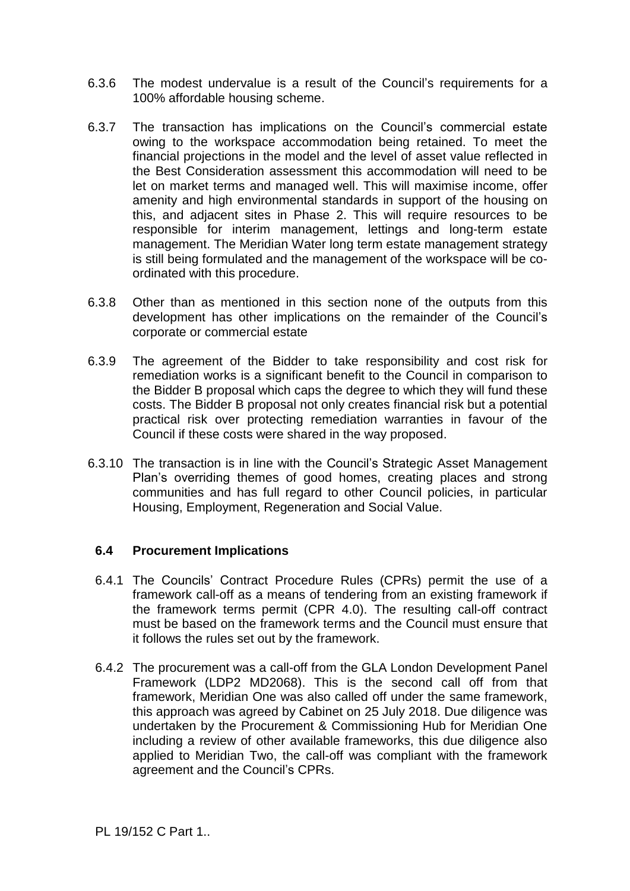6.3.6 The modest undervalue is a result of the Council's requirements for a 100% affordable housing scheme.

6.3.7 The transaction has implications on the Council's commercial estate owing to the workspace accommodation being retained. To meet the financial projections in the model and the level of asset value reflected in the Best Consideration assessment this accommodation will need to be let on market terms and managed well. This will maximise income, offer amenity and high environmental standards in support of the housing on this, and adjacent sites in Phase 2. This will require resources to be responsible for interim management, lettings and long-term estate management. The Meridian Water long term estate management strategy is still being formulated and the management of the workspace will be co-ordinated with this procedure.

6.3.8 Other than as mentioned in this section none of the outputs from this development has other implications on the remainder of the Council's corporate or commercial estate

6.3.9 The agreement of the Bidder to take responsibility and cost risk for remediation works is a significant benefit to the Council in comparison to the Bidder B proposal which caps the degree to which they will fund these costs. The Bidder B proposal not only creates financial risk but a potential practical risk over protecting remediation warranties in favour of the Council if these costs were shared in the way proposed.

6.3.10 The transaction is in line with the Council's Strategic Asset Management Plan's overriding themes of good homes, creating places and strong communities and has full regard to other Council policies, in particular Housing, Employment, Regeneration and Social Value.

### 6.4 Procurement Implications

6.4.1 The Councils' Contract Procedure Rules (CPRs) permit the use of a framework call-off as a means of tendering from an existing framework if the framework terms permit (CPR 4.0). The resulting call-off contract must be based on the framework terms and the Council must ensure that it follows the rules set out by the framework.

6.4.2 The procurement was a call-off from the GLA London Development Panel Framework (LDP2 MD2068). This is the second call off from that framework, Meridian One was also called off under the same framework, this approach was agreed by Cabinet on 25 July 2018. Due diligence was undertaken by the Procurement & Commissioning Hub for Meridian One including a review of other available frameworks, this due diligence also applied to Meridian Two, the call-off was compliant with the framework agreement and the Council's CPRs.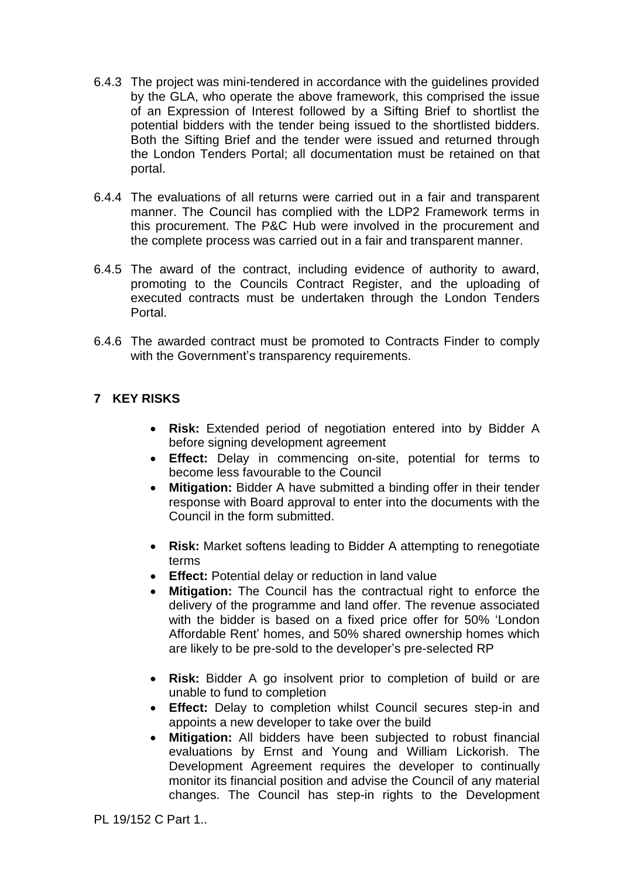6.4.3 The project was mini-tendered in accordance with the guidelines provided by the GLA, who operate the above framework, this comprised the issue of an Expression of Interest followed by a Sifting Brief to shortlist the potential bidders with the tender being issued to the shortlisted bidders. Both the Sifting Brief and the tender were issued and returned through the London Tenders Portal; all documentation must be retained on that portal.

6.4.4 The evaluations of all returns were carried out in a fair and transparent manner. The Council has complied with the LDP2 Framework terms in this procurement. The P&C Hub were involved in the procurement and the complete process was carried out in a fair and transparent manner.

6.4.5 The award of the contract, including evidence of authority to award, promoting to the Councils Contract Register, and the uploading of executed contracts must be undertaken through the London Tenders Portal.

6.4.6 The awarded contract must be promoted to Contracts Finder to comply with the Government's transparency requirements.

## 7 KEY RISKS

- **Risk:** Extended period of negotiation entered into by Bidder A before signing development agreement
- **Effect:** Delay in commencing on-site, potential for terms to become less favourable to the Council
- **Mitigation:** Bidder A have submitted a binding offer in their tender response with Board approval to enter into the documents with the Council in the form submitted.

- **Risk:** Market softens leading to Bidder A attempting to renegotiate terms
- **Effect:** Potential delay or reduction in land value
- **Mitigation:** The Council has the contractual right to enforce the delivery of the programme and land offer. The revenue associated with the bidder is based on a fixed price offer for 50% 'London Affordable Rent' homes, and 50% shared ownership homes which are likely to be pre-sold to the developer's pre-selected RP

- **Risk:** Bidder A go insolvent prior to completion of build or are unable to fund to completion
- **Effect:** Delay to completion whilst Council secures step-in and appoints a new developer to take over the build
- **Mitigation:** All bidders have been subjected to robust financial evaluations by Ernst and Young and William Lickorish. The Development Agreement requires the developer to continually monitor its financial position and advise the Council of any material changes. The Council has step-in rights to the Development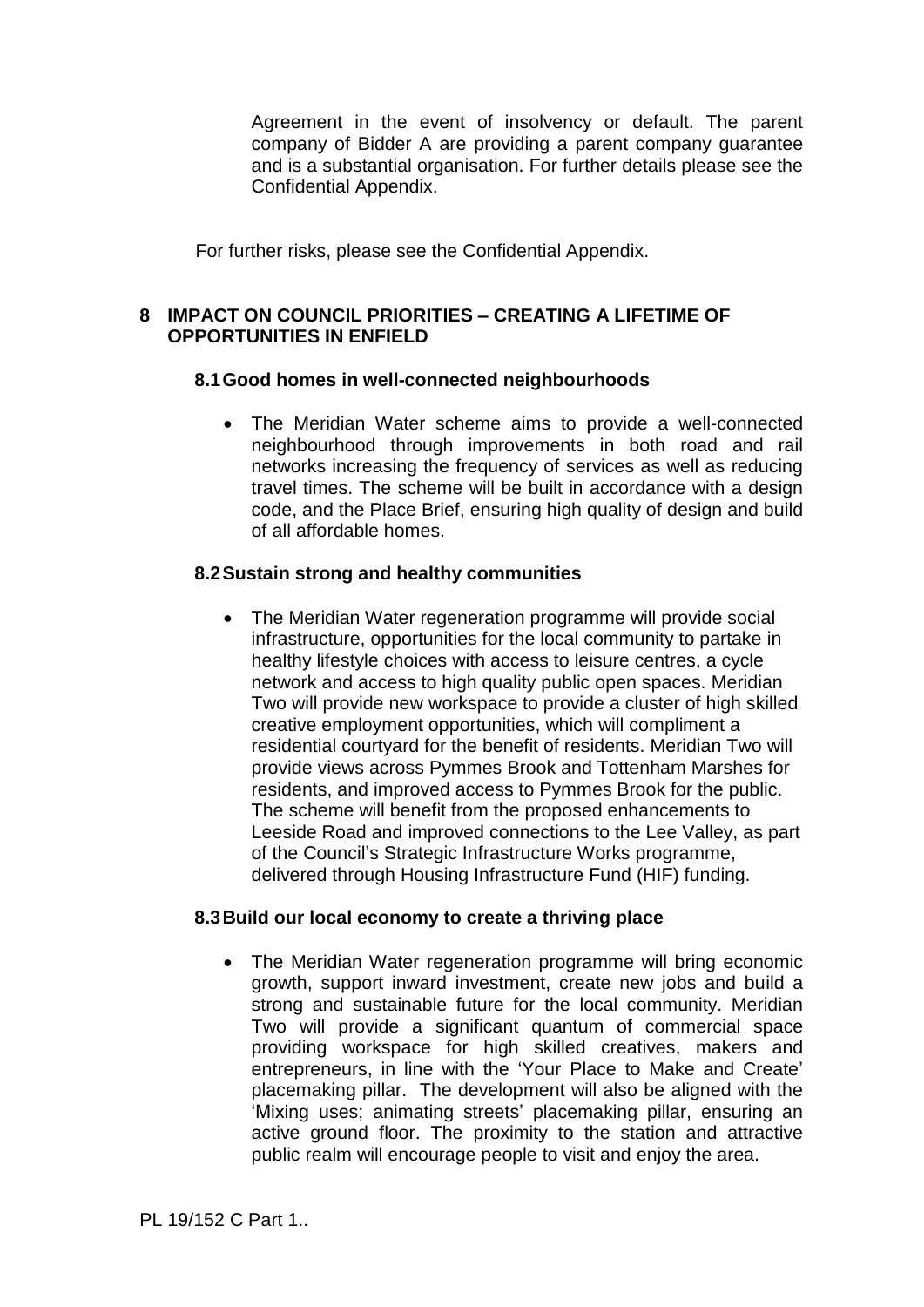Agreement in the event of insolvency or default. The parent company of Bidder A are providing a parent company guarantee and is a substantial organisation. For further details please see the Confidential Appendix.

For further risks, please see the Confidential Appendix.

## 8 IMPACT ON COUNCIL PRIORITIES – CREATING A LIFETIME OF OPPORTUNITIES IN ENFIELD

### 8.1 Good homes in well-connected neighbourhoods

- The Meridian Water scheme aims to provide a well-connected neighbourhood through improvements in both road and rail networks increasing the frequency of services as well as reducing travel times. The scheme will be built in accordance with a design code, and the Place Brief, ensuring high quality of design and build of all affordable homes.

### 8.2 Sustain strong and healthy communities

- The Meridian Water regeneration programme will provide social infrastructure, opportunities for the local community to partake in healthy lifestyle choices with access to leisure centres, a cycle network and access to high quality public open spaces. Meridian Two will provide new workspace to provide a cluster of high skilled creative employment opportunities, which will compliment a residential courtyard for the benefit of residents. Meridian Two will provide views across Pymmes Brook and Tottenham Marshes for residents, and improved access to Pymmes Brook for the public. The scheme will benefit from the proposed enhancements to Leeside Road and improved connections to the Lee Valley, as part of the Council's Strategic Infrastructure Works programme, delivered through Housing Infrastructure Fund (HIF) funding.

### 8.3 Build our local economy to create a thriving place

- The Meridian Water regeneration programme will bring economic growth, support inward investment, create new jobs and build a strong and sustainable future for the local community. Meridian Two will provide a significant quantum of commercial space providing workspace for high skilled creatives, makers and entrepreneurs, in line with the 'Your Place to Make and Create' placemaking pillar. The development will also be aligned with the 'Mixing uses; animating streets' placemaking pillar, ensuring an active ground floor. The proximity to the station and attractive public realm will encourage people to visit and enjoy the area.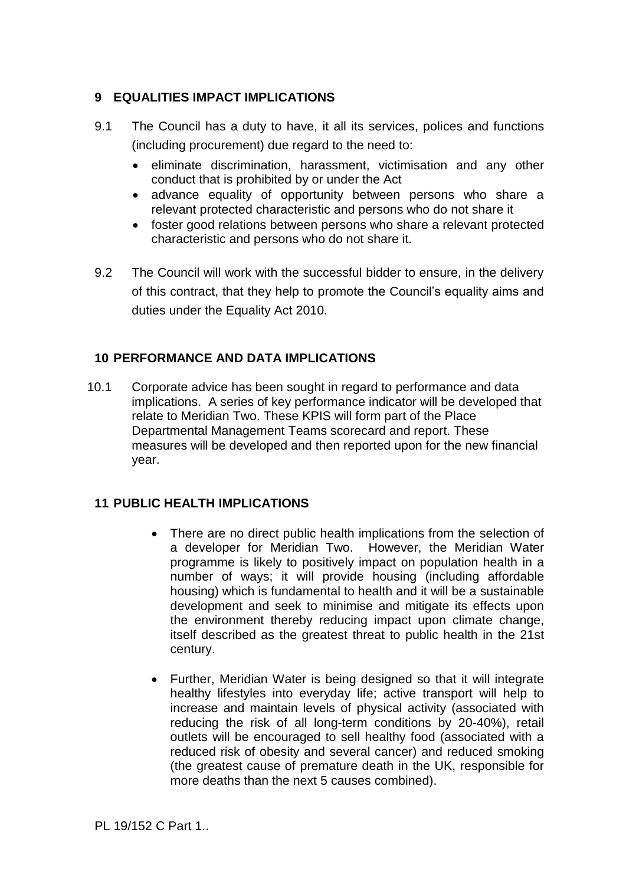## 9 EQUALITIES IMPACT IMPLICATIONS

9.1 The Council has a duty to have, it all its services, polices and functions (including procurement) due regard to the need to:

- eliminate discrimination, harassment, victimisation and any other conduct that is prohibited by or under the Act
- advance equality of opportunity between persons who share a relevant protected characteristic and persons who do not share it
- foster good relations between persons who share a relevant protected characteristic and persons who do not share it.

9.2 The Council will work with the successful bidder to ensure, in the delivery of this contract, that they help to promote the Council's equality aims and duties under the Equality Act 2010.

## 10 PERFORMANCE AND DATA IMPLICATIONS

10.1 Corporate advice has been sought in regard to performance and data implications. A series of key performance indicator will be developed that relate to Meridian Two. These KPIS will form part of the Place Departmental Management Teams scorecard and report. These measures will be developed and then reported upon for the new financial year.

## 11 PUBLIC HEALTH IMPLICATIONS

- There are no direct public health implications from the selection of a developer for Meridian Two. However, the Meridian Water programme is likely to positively impact on population health in a number of ways; it will provide housing (including affordable housing) which is fundamental to health and it will be a sustainable development and seek to minimise and mitigate its effects upon the environment thereby reducing impact upon climate change, itself described as the greatest threat to public health in the 21st century.
- Further, Meridian Water is being designed so that it will integrate healthy lifestyles into everyday life; active transport will help to increase and maintain levels of physical activity (associated with reducing the risk of all long-term conditions by 20-40%), retail outlets will be encouraged to sell healthy food (associated with a reduced risk of obesity and several cancer) and reduced smoking (the greatest cause of premature death in the UK, responsible for more deaths than the next 5 causes combined).

PL 19/152 C Part 1..